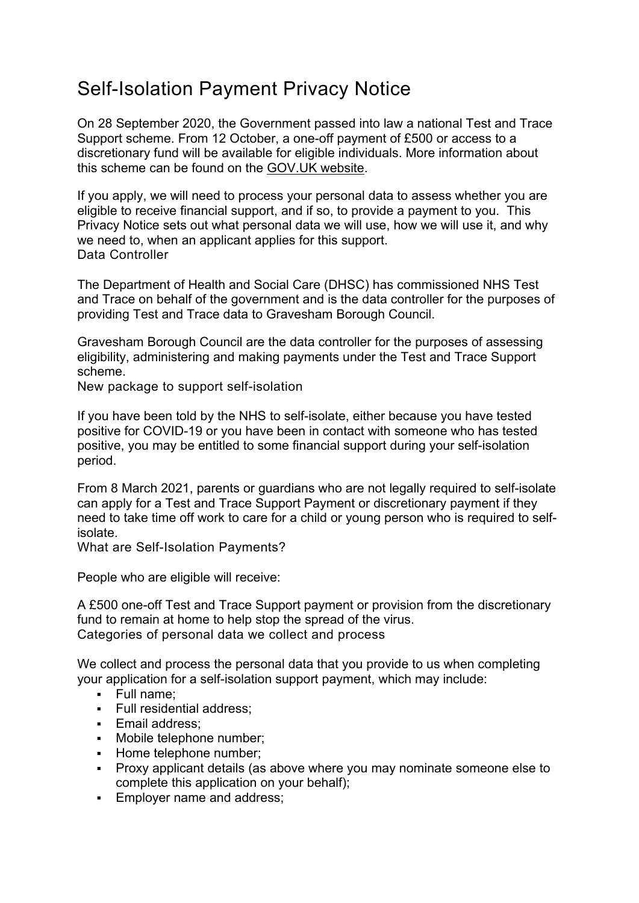# Self-Isolation Payment Privacy Notice

On 28 September 2020, the Government passed into law a national Test and Trace Support scheme. From 12 October, a one-off payment of £500 or access to a discretionary fund will be available for eligible individuals. More information about this scheme can be found on the GOV.UK website.

If you apply, we will need to process your personal data to assess whether you are eligible to receive financial support, and if so, to provide a payment to you. This Privacy Notice sets out what personal data we will use, how we will use it, and why we need to, when an applicant applies for this support.

## Data Controller

The Department of Health and Social Care (DHSC) has commissioned NHS Test and Trace on behalf of the government and is the data controller for the purposes of providing Test and Trace data to Gravesham Borough Council.

Gravesham Borough Council are the data controller for the purposes of assessing eligibility, administering and making payments under the Test and Trace Support scheme.

## New package to support self-isolation

If you have been told by the NHS to self-isolate, either because you have tested positive for COVID-19 or you have been in contact with someone who has tested positive, you may be entitled to some financial support during your self-isolation period.

From 8 March 2021, parents or guardians who are not legally required to self-isolate can apply for a Test and Trace Support Payment or discretionary payment if they need to take time off work to care for a child or young person who is required to self-isolate.

## What are Self-Isolation Payments?

People who are eligible will receive:

A £500 one-off Test and Trace Support payment or provision from the discretionary fund to remain at home to help stop the spread of the virus.

## Categories of personal data we collect and process

We collect and process the personal data that you provide to us when completing your application for a self-isolation support payment, which may include:

- Full name;
- Full residential address;
- Email address;
- Mobile telephone number;
- Home telephone number;
- Proxy applicant details (as above where you may nominate someone else to complete this application on your behalf);
- Employer name and address;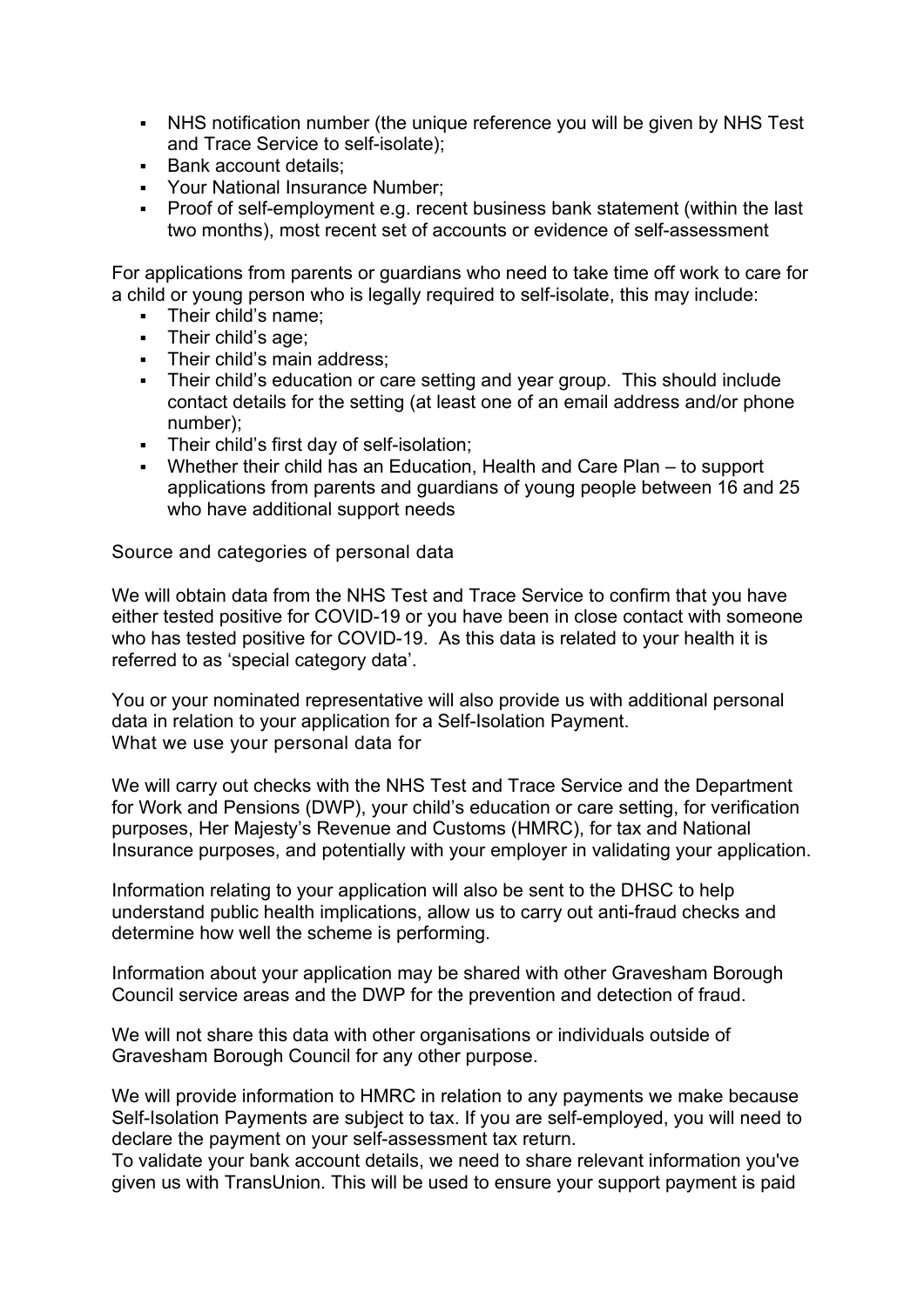- NHS notification number (the unique reference you will be given by NHS Test and Trace Service to self-isolate);
- Bank account details;
- Your National Insurance Number;
- Proof of self-employment e.g. recent business bank statement (within the last two months), most recent set of accounts or evidence of self-assessment

For applications from parents or guardians who need to take time off work to care for a child or young person who is legally required to self-isolate, this may include:

- Their child's name;
- Their child's age;
- Their child's main address;
- Their child's education or care setting and year group. This should include contact details for the setting (at least one of an email address and/or phone number);
- Their child's first day of self-isolation;
- Whether their child has an Education, Health and Care Plan – to support applications from parents and guardians of young people between 16 and 25 who have additional support needs

### Source and categories of personal data

We will obtain data from the NHS Test and Trace Service to confirm that you have either tested positive for COVID-19 or you have been in close contact with someone who has tested positive for COVID-19. As this data is related to your health it is referred to as 'special category data'.

You or your nominated representative will also provide us with additional personal data in relation to your application for a Self-Isolation Payment.

### What we use your personal data for

We will carry out checks with the NHS Test and Trace Service and the Department for Work and Pensions (DWP), your child's education or care setting, for verification purposes, Her Majesty's Revenue and Customs (HMRC), for tax and National Insurance purposes, and potentially with your employer in validating your application.

Information relating to your application will also be sent to the DHSC to help understand public health implications, allow us to carry out anti-fraud checks and determine how well the scheme is performing.

Information about your application may be shared with other Gravesham Borough Council service areas and the DWP for the prevention and detection of fraud.

We will not share this data with other organisations or individuals outside of Gravesham Borough Council for any other purpose.

We will provide information to HMRC in relation to any payments we make because Self-Isolation Payments are subject to tax. If you are self-employed, you will need to declare the payment on your self-assessment tax return.

To validate your bank account details, we need to share relevant information you've given us with TransUnion. This will be used to ensure your support payment is paid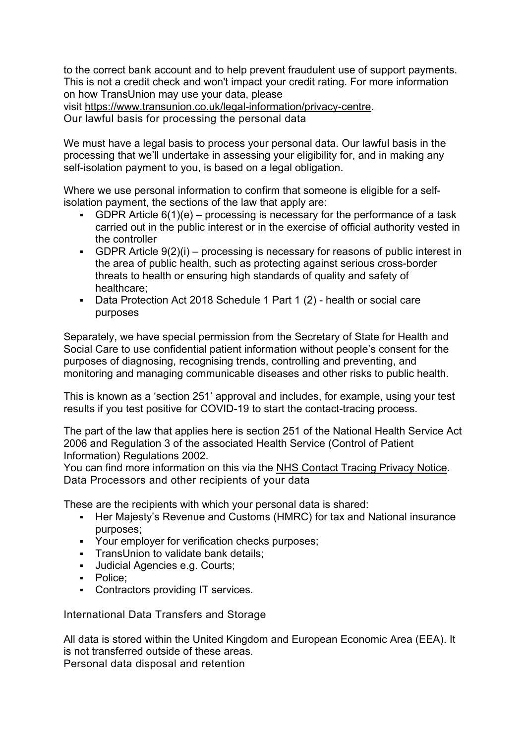to the correct bank account and to help prevent fraudulent use of support payments. This is not a credit check and won't impact your credit rating. For more information on how TransUnion may use your data, please visit [https://www.transunion.co.uk/legal-information/privacy-centre](https://www.transunion.co.uk/legal-information/privacy-centre).

## Our lawful basis for processing the personal data

We must have a legal basis to process your personal data. Our lawful basis in the processing that we'll undertake in assessing your eligibility for, and in making any self-isolation payment to you, is based on a legal obligation.

Where we use personal information to confirm that someone is eligible for a self-isolation payment, the sections of the law that apply are:

- GDPR Article 6(1)(e) – processing is necessary for the performance of a task carried out in the public interest or in the exercise of official authority vested in the controller
- GDPR Article 9(2)(i) – processing is necessary for reasons of public interest in the area of public health, such as protecting against serious cross-border threats to health or ensuring high standards of quality and safety of healthcare;
- Data Protection Act 2018 Schedule 1 Part 1 (2) - health or social care purposes

Separately, we have special permission from the Secretary of State for Health and Social Care to use confidential patient information without people's consent for the purposes of diagnosing, recognising trends, controlling and preventing, and monitoring and managing communicable diseases and other risks to public health.

This is known as a 'section 251' approval and includes, for example, using your test results if you test positive for COVID-19 to start the contact-tracing process.

The part of the law that applies here is section 251 of the National Health Service Act 2006 and Regulation 3 of the associated Health Service (Control of Patient Information) Regulations 2002.

You can find more information on this via the NHS Contact Tracing Privacy Notice.

## Data Processors and other recipients of your data

These are the recipients with which your personal data is shared:

- Her Majesty's Revenue and Customs (HMRC) for tax and National insurance purposes;
- Your employer for verification checks purposes;
- TransUnion to validate bank details;
- Judicial Agencies e.g. Courts;
- Police;
- Contractors providing IT services.

## International Data Transfers and Storage

All data is stored within the United Kingdom and European Economic Area (EEA). It is not transferred outside of these areas.

## Personal data disposal and retention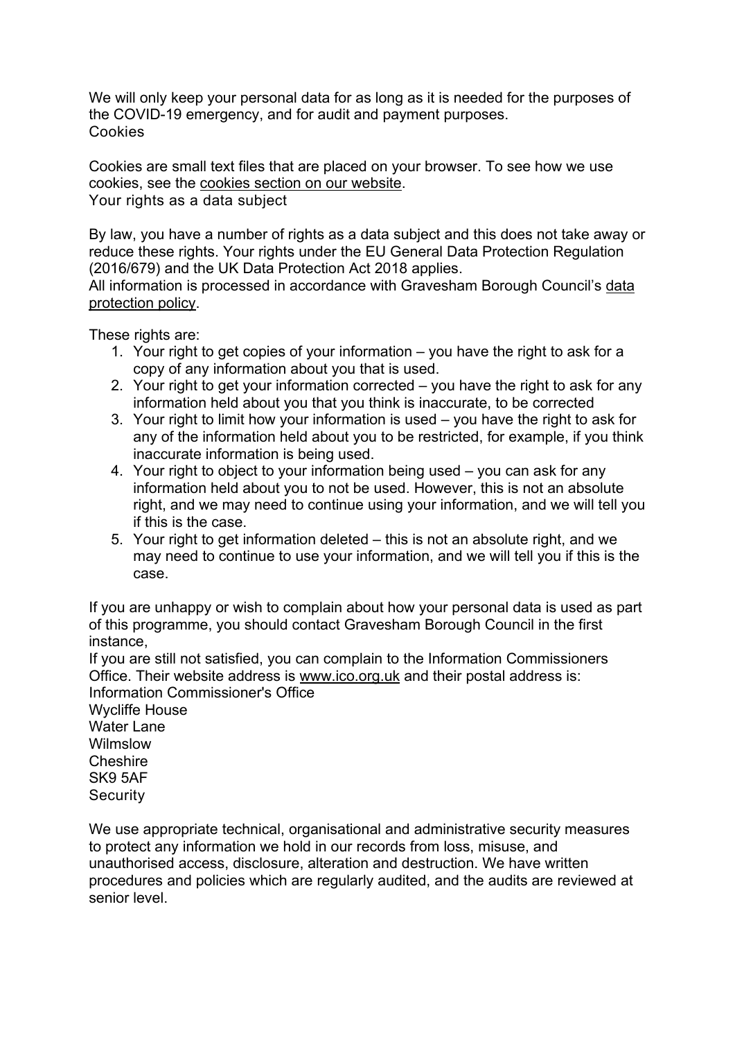We will only keep your personal data for as long as it is needed for the purposes of the COVID-19 emergency, and for audit and payment purposes.

## Cookies

Cookies are small text files that are placed on your browser. To see how we use cookies, see the cookies section on our website.

## Your rights as a data subject

By law, you have a number of rights as a data subject and this does not take away or reduce these rights. Your rights under the EU General Data Protection Regulation (2016/679) and the UK Data Protection Act 2018 applies.
All information is processed in accordance with Gravesham Borough Council's data protection policy.

These rights are:

1. Your right to get copies of your information – you have the right to ask for a copy of any information about you that is used.
2. Your right to get your information corrected – you have the right to ask for any information held about you that you think is inaccurate, to be corrected
3. Your right to limit how your information is used – you have the right to ask for any of the information held about you to be restricted, for example, if you think inaccurate information is being used.
4. Your right to object to your information being used – you can ask for any information held about you to not be used. However, this is not an absolute right, and we may need to continue using your information, and we will tell you if this is the case.
5. Your right to get information deleted – this is not an absolute right, and we may need to continue to use your information, and we will tell you if this is the case.

If you are unhappy or wish to complain about how your personal data is used as part of this programme, you should contact Gravesham Borough Council in the first instance,
If you are still not satisfied, you can complain to the Information Commissioners Office. Their website address is www.ico.org.uk and their postal address is:
Information Commissioner's Office
Wycliffe House
Water Lane
Wilmslow
Cheshire
SK9 5AF

## Security

We use appropriate technical, organisational and administrative security measures to protect any information we hold in our records from loss, misuse, and unauthorised access, disclosure, alteration and destruction. We have written procedures and policies which are regularly audited, and the audits are reviewed at senior level.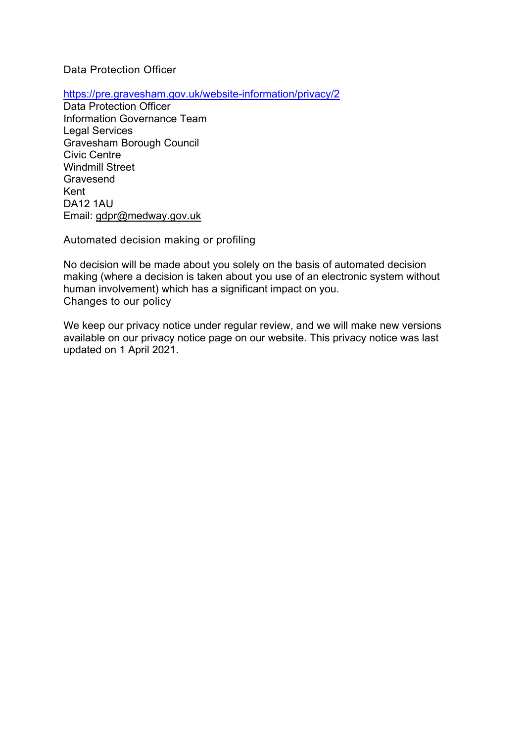## Data Protection Officer

https://pre.gravesham.gov.uk/website-information/privacy/2

Data Protection Officer
Information Governance Team
Legal Services
Gravesham Borough Council
Civic Centre
Windmill Street
Gravesend
Kent
DA12 1AU
Email: gdpr@medway.gov.uk

## Automated decision making or profiling

No decision will be made about you solely on the basis of automated decision making (where a decision is taken about you use of an electronic system without human involvement) which has a significant impact on you.

## Changes to our policy

We keep our privacy notice under regular review, and we will make new versions available on our privacy notice page on our website. This privacy notice was last updated on 1 April 2021.